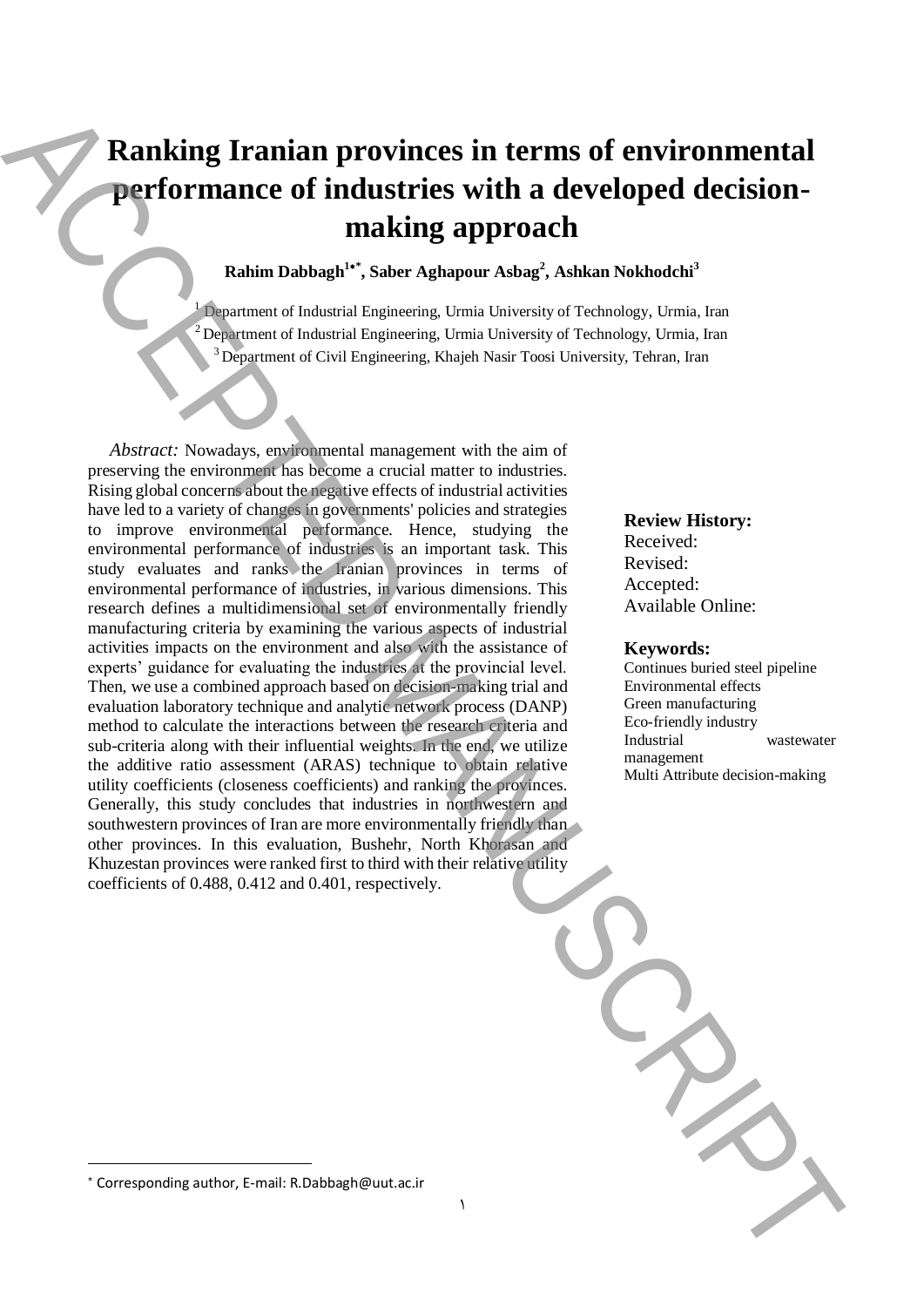# Ranking Iranian provinces in terms of environmental performance of industries with a developed decision-making approach

**Rahim Dabbagh[1,*], Saber Aghapour Asbag[2], Ashkan Nokhodchi[3]**

[1] Department of Industrial Engineering, Urmia University of Technology, Urmia, Iran
[2] Department of Industrial Engineering, Urmia University of Technology, Urmia, Iran
[3] Department of Civil Engineering, Khajeh Nasir Toosi University, Tehran, Iran

*Abstract:* Nowadays, environmental management with the aim of preserving the environment has become a crucial matter to industries. Rising global concerns about the negative effects of industrial activities have led to a variety of changes in governments' policies and strategies to improve environmental performance. Hence, studying the environmental performance of industries is an important task. This study evaluates and ranks the Iranian provinces in terms of environmental performance of industries, in various dimensions. This research defines a multidimensional set of environmentally friendly manufacturing criteria by examining the various aspects of industrial activities impacts on the environment and also with the assistance of experts' guidance for evaluating the industries at the provincial level. Then, we use a combined approach based on decision-making trial and evaluation laboratory technique and analytic network process (DANP) method to calculate the interactions between the research criteria and sub-criteria along with their influential weights. In the end, we utilize the additive ratio assessment (ARAS) technique to obtain relative utility coefficients (closeness coefficients) and ranking the provinces. Generally, this study concludes that industries in northwestern and southwestern provinces of Iran are more environmentally friendly than other provinces. In this evaluation, Bushehr, North Khorasan and Khuzestan provinces were ranked first to third with their relative utility coefficients of 0.488, 0.412 and 0.401, respectively.

**Review History:**

Received:
Revised:
Accepted:
Available Online:

**Keywords:**

Continues buried steel pipeline
Environmental effects
Green manufacturing
Eco-friendly industry
Industrial wastewater management
Multi Attribute decision-making

* Corresponding author, E-mail: R.Dabbagh@uut.ac.ir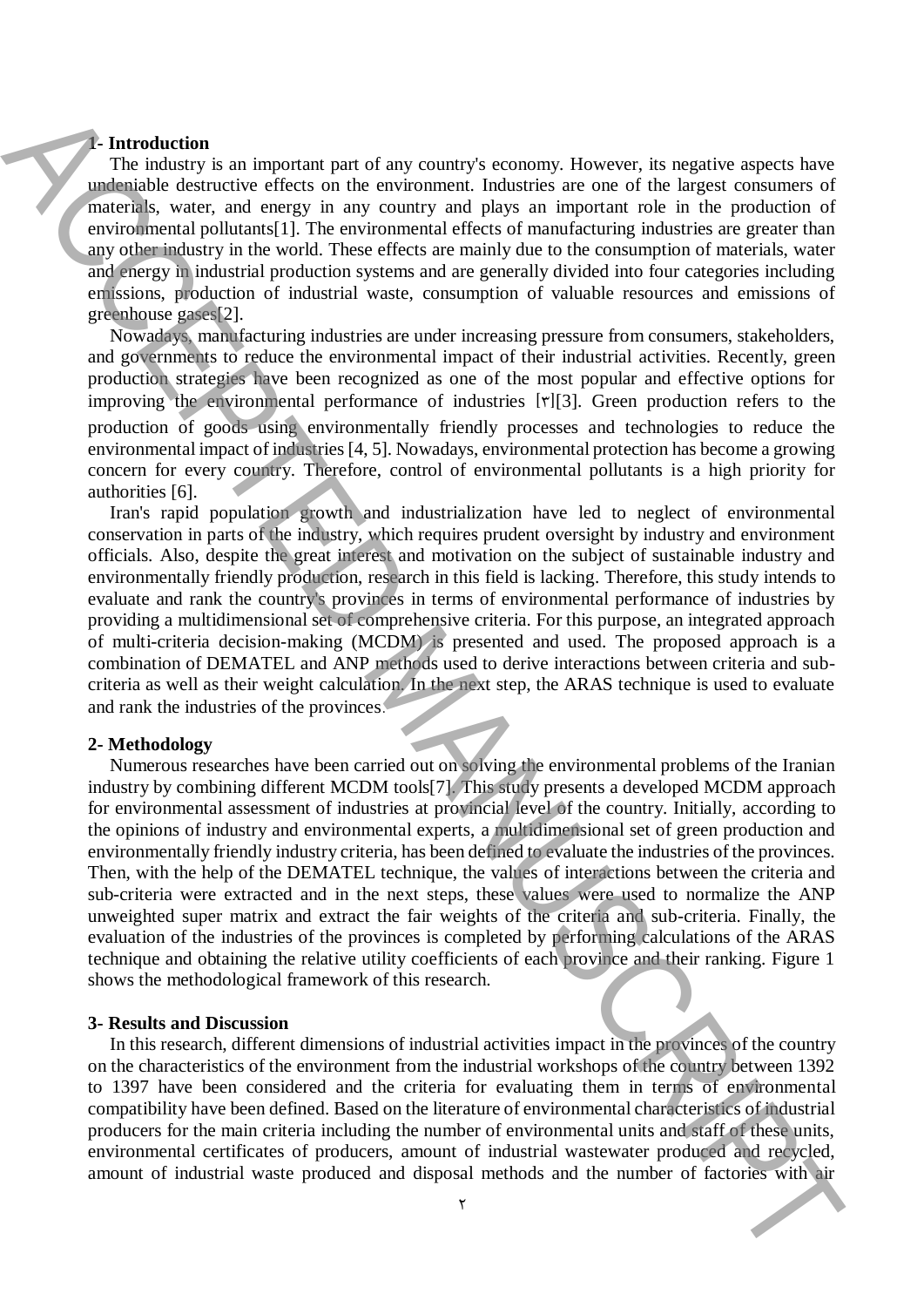## 1- Introduction

The industry is an important part of any country's economy. However, its negative aspects have undeniable destructive effects on the environment. Industries are one of the largest consumers of materials, water, and energy in any country and plays an important role in the production of environmental pollutants[1]. The environmental effects of manufacturing industries are greater than any other industry in the world. These effects are mainly due to the consumption of materials, water and energy in industrial production systems and are generally divided into four categories including emissions, production of industrial waste, consumption of valuable resources and emissions of greenhouse gases[2].

Nowadays, manufacturing industries are under increasing pressure from consumers, stakeholders, and governments to reduce the environmental impact of their industrial activities. Recently, green production strategies have been recognized as one of the most popular and effective options for improving the environmental performance of industries [۳][3]. Green production refers to the production of goods using environmentally friendly processes and technologies to reduce the environmental impact of industries [4, 5]. Nowadays, environmental protection has become a growing concern for every country. Therefore, control of environmental pollutants is a high priority for authorities [6].

Iran's rapid population growth and industrialization have led to neglect of environmental conservation in parts of the industry, which requires prudent oversight by industry and environment officials. Also, despite the great interest and motivation on the subject of sustainable industry and environmentally friendly production, research in this field is lacking. Therefore, this study intends to evaluate and rank the country's provinces in terms of environmental performance of industries by providing a multidimensional set of comprehensive criteria. For this purpose, an integrated approach of multi-criteria decision-making (MCDM) is presented and used. The proposed approach is a combination of DEMATEL and ANP methods used to derive interactions between criteria and sub-criteria as well as their weight calculation. In the next step, the ARAS technique is used to evaluate and rank the industries of the provinces.

## 2- Methodology

Numerous researches have been carried out on solving the environmental problems of the Iranian industry by combining different MCDM tools[7]. This study presents a developed MCDM approach for environmental assessment of industries at provincial level of the country. Initially, according to the opinions of industry and environmental experts, a multidimensional set of green production and environmentally friendly industry criteria, has been defined to evaluate the industries of the provinces. Then, with the help of the DEMATEL technique, the values of interactions between the criteria and sub-criteria were extracted and in the next steps, these values were used to normalize the ANP unweighted super matrix and extract the fair weights of the criteria and sub-criteria. Finally, the evaluation of the industries of the provinces is completed by performing calculations of the ARAS technique and obtaining the relative utility coefficients of each province and their ranking. Figure 1 shows the methodological framework of this research.

## 3- Results and Discussion

In this research, different dimensions of industrial activities impact in the provinces of the country on the characteristics of the environment from the industrial workshops of the country between 1392 to 1397 have been considered and the criteria for evaluating them in terms of environmental compatibility have been defined. Based on the literature of environmental characteristics of industrial producers for the main criteria including the number of environmental units and staff of these units, environmental certificates of producers, amount of industrial wastewater produced and recycled, amount of industrial waste produced and disposal methods and the number of factories with air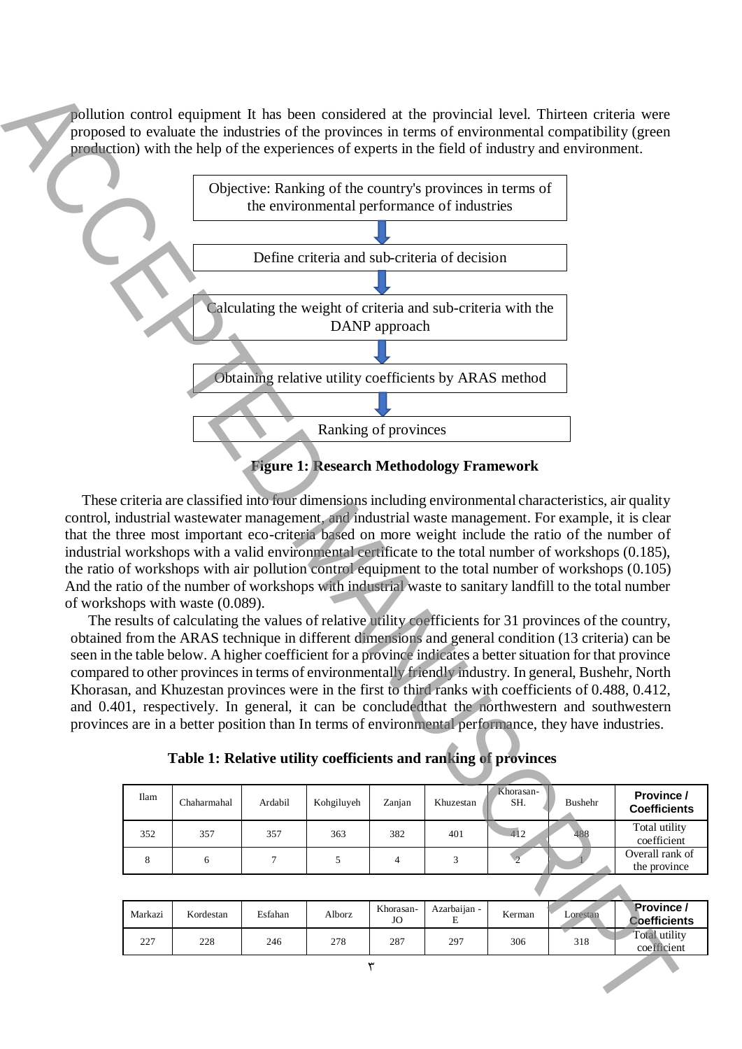pollution control equipment It has been considered at the provincial level. Thirteen criteria were proposed to evaluate the industries of the provinces in terms of environmental compatibility (green production) with the help of the experiences of experts in the field of industry and environment.

Objective: Ranking of the country's provinces in terms of the environmental performance of industries

Define criteria and sub-criteria of decision

Calculating the weight of criteria and sub-criteria with the DANP approach

Obtaining relative utility coefficients by ARAS method

Ranking of provinces

**Figure 1: Research Methodology Framework**

These criteria are classified into four dimensions including environmental characteristics, air quality control, industrial wastewater management, and industrial waste management. For example, it is clear that the three most important eco-criteria based on more weight include the ratio of the number of industrial workshops with a valid environmental certificate to the total number of workshops (0.185), the ratio of workshops with air pollution control equipment to the total number of workshops (0.105) And the ratio of the number of workshops with industrial waste to sanitary landfill to the total number of workshops with waste (0.089).

The results of calculating the values of relative utility coefficients for 31 provinces of the country, obtained from the ARAS technique in different dimensions and general condition (13 criteria) can be seen in the table below. A higher coefficient for a province indicates a better situation for that province compared to other provinces in terms of environmentally friendly industry. In general, Bushehr, North Khorasan, and Khuzestan provinces were in the first to third ranks with coefficients of 0.488, 0.412, and 0.401, respectively. In general, it can be concludedthat the northwestern and southwestern provinces are in a better position than In terms of environmental performance, they have industries.

**Table 1: Relative utility coefficients and ranking of provinces**

| Ilam | Chaharmahal | Ardabil | Kohgiluyeh | Zanjan | Khuzestan | Khorasan-SH. | Bushehr | **Province / Coefficients** |
|---|---|---|---|---|---|---|---|---|
| 352 | 357 | 357 | 363 | 382 | 401 | 412 | 488 | Total utility coefficient |
| 8 | 6 | 7 | 5 | 4 | 3 | 2 | 1 | Overall rank of the province |

| Markazi | Kordestan | Esfahan | Alborz | Khorasan-JO | Azarbaijan - E | Kerman | Lorestan | **Province / Coefficients** |
|---|---|---|---|---|---|---|---|---|
| 227 | 228 | 246 | 278 | 287 | 297 | 306 | 318 | Total utility coefficient |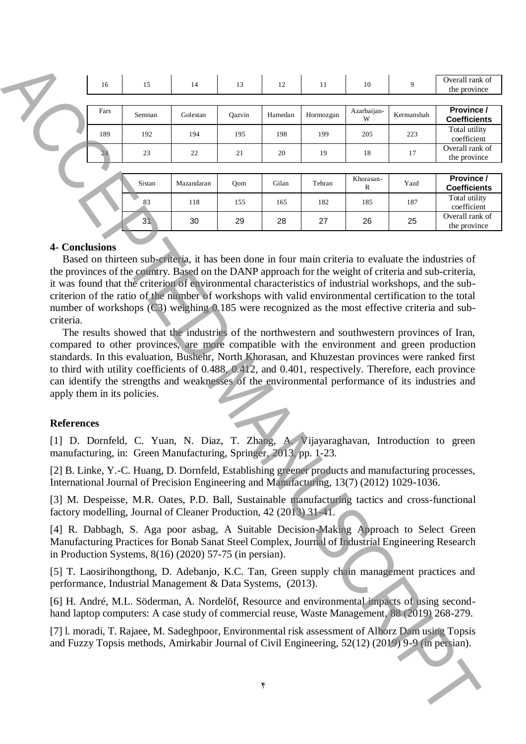| | | | | | | | | |
|---|---|---|---|---|---|---|---|---|
| 16 | 15 | 14 | 13 | 12 | 11 | 10 | 9 | Overall rank of the province |
| Fars | Semnan | Golestan | Qazvin | Hamedan | Hormozgan | Azarbaijan-W | Kermanshah | **Province / Coefficients** |
| 189 | 192 | 194 | 195 | 198 | 199 | 205 | 223 | Total utility coefficient |
| 24 | 23 | 22 | 21 | 20 | 19 | 18 | 17 | Overall rank of the province |
| | Sistan | Mazandaran | Qom | Gilan | Tehran | Khorasan-R | Yazd | **Province / Coefficients** |
| | 83 | 118 | 155 | 165 | 182 | 185 | 187 | Total utility coefficient |
| | 31 | 30 | 29 | 28 | 27 | 26 | 25 | Overall rank of the province |

## 4- Conclusions

Based on thirteen sub-criteria, it has been done in four main criteria to evaluate the industries of the provinces of the country. Based on the DANP approach for the weight of criteria and sub-criteria, it was found that the criterion of environmental characteristics of industrial workshops, and the sub-criterion of the ratio of the number of workshops with valid environmental certification to the total number of workshops (C3) weighing 0.185 were recognized as the most effective criteria and sub-criteria.

The results showed that the industries of the northwestern and southwestern provinces of Iran, compared to other provinces, are more compatible with the environment and green production standards. In this evaluation, Bushehr, North Khorasan, and Khuzestan provinces were ranked first to third with utility coefficients of 0.488, 0.412, and 0.401, respectively. Therefore, each province can identify the strengths and weaknesses of the environmental performance of its industries and apply them in its policies.

## References

[1] D. Dornfeld, C. Yuan, N. Diaz, T. Zhang, A. Vijayaraghavan, Introduction to green manufacturing, in: Green Manufacturing, Springer, 2013, pp. 1-23.

[2] B. Linke, Y.-C. Huang, D. Dornfeld, Establishing greener products and manufacturing processes, International Journal of Precision Engineering and Manufacturing, 13(7) (2012) 1029-1036.

[3] M. Despeisse, M.R. Oates, P.D. Ball, Sustainable manufacturing tactics and cross-functional factory modelling, Journal of Cleaner Production, 42 (2013) 31-41.

[4] R. Dabbagh, S. Aga poor asbag, A Suitable Decision-Making Approach to Select Green Manufacturing Practices for Bonab Sanat Steel Complex, Journal of Industrial Engineering Research in Production Systems, 8(16) (2020) 57-75 (in persian).

[5] T. Laosirihongthong, D. Adebanjo, K.C. Tan, Green supply chain management practices and performance, Industrial Management & Data Systems, (2013).

[6] H. André, M.L. Söderman, A. Nordelöf, Resource and environmental impacts of using second-hand laptop computers: A case study of commercial reuse, Waste Management, 88 (2019) 268-279.

[7] l. moradi, T. Rajaee, M. Sadeghpoor, Environmental risk assessment of Alborz Dam using Topsis and Fuzzy Topsis methods, Amirkabir Journal of Civil Engineering, 52(12) (2019) 9-9 (in persian).